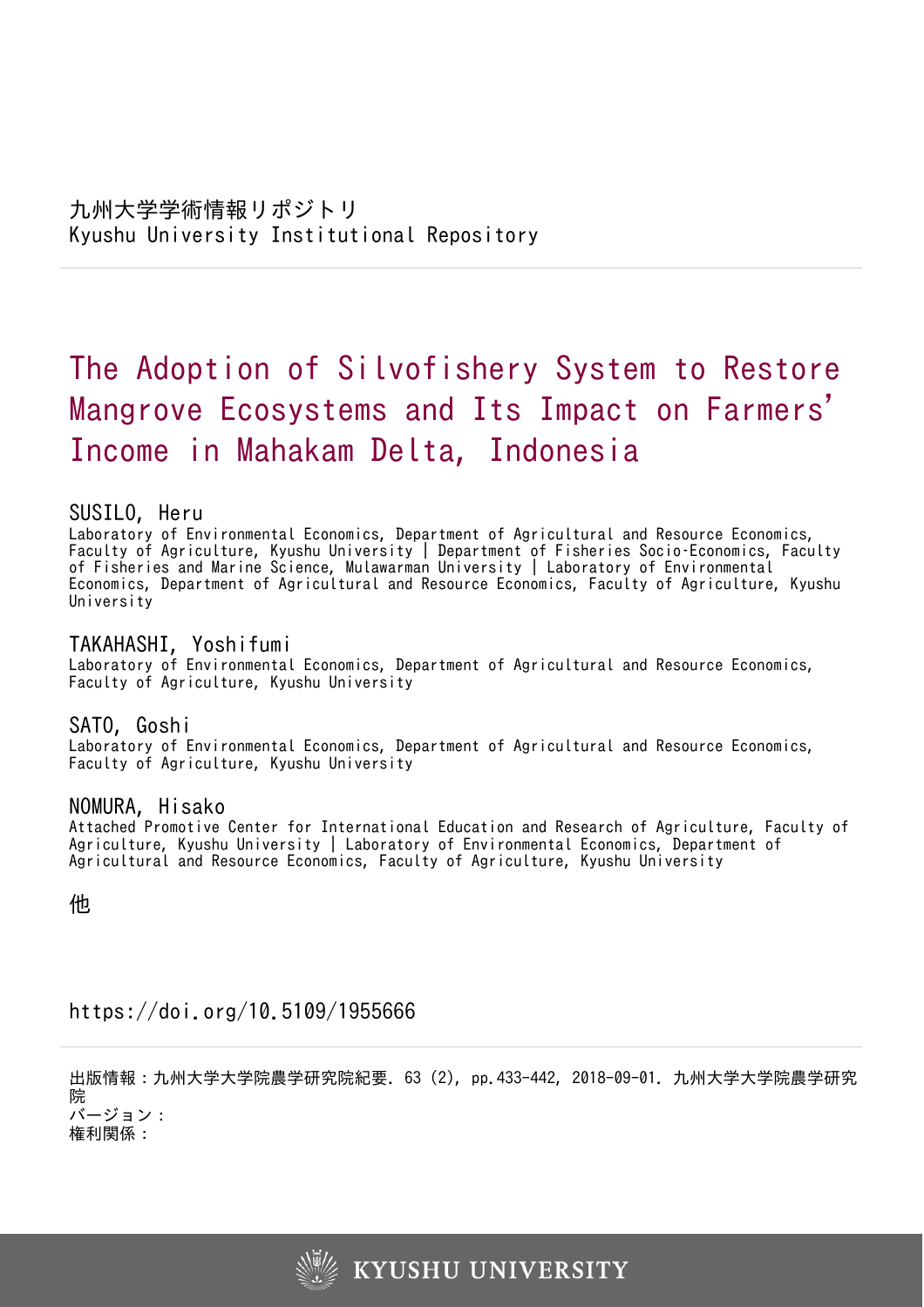九州大学学術情報リポジトリ
Kyushu University Institutional Repository

# The Adoption of Silvofishery System to Restore Mangrove Ecosystems and Its Impact on Farmers' Income in Mahakam Delta, Indonesia

**SUSILO, Heru**
Laboratory of Environmental Economics, Department of Agricultural and Resource Economics, Faculty of Agriculture, Kyushu University | Department of Fisheries Socio-Economics, Faculty of Fisheries and Marine Science, Mulawarman University | Laboratory of Environmental Economics, Department of Agricultural and Resource Economics, Faculty of Agriculture, Kyushu University

**TAKAHASHI, Yoshifumi**
Laboratory of Environmental Economics, Department of Agricultural and Resource Economics, Faculty of Agriculture, Kyushu University

**SATO, Goshi**
Laboratory of Environmental Economics, Department of Agricultural and Resource Economics, Faculty of Agriculture, Kyushu University

**NOMURA, Hisako**
Attached Promotive Center for International Education and Research of Agriculture, Faculty of Agriculture, Kyushu University | Laboratory of Environmental Economics, Department of Agricultural and Resource Economics, Faculty of Agriculture, Kyushu University

他

https://doi.org/10.5109/1955666

出版情報：九州大学大学院農学研究院紀要. 63 (2), pp.433-442, 2018-09-01. 九州大学大学院農学研究院
バージョン：
権利関係：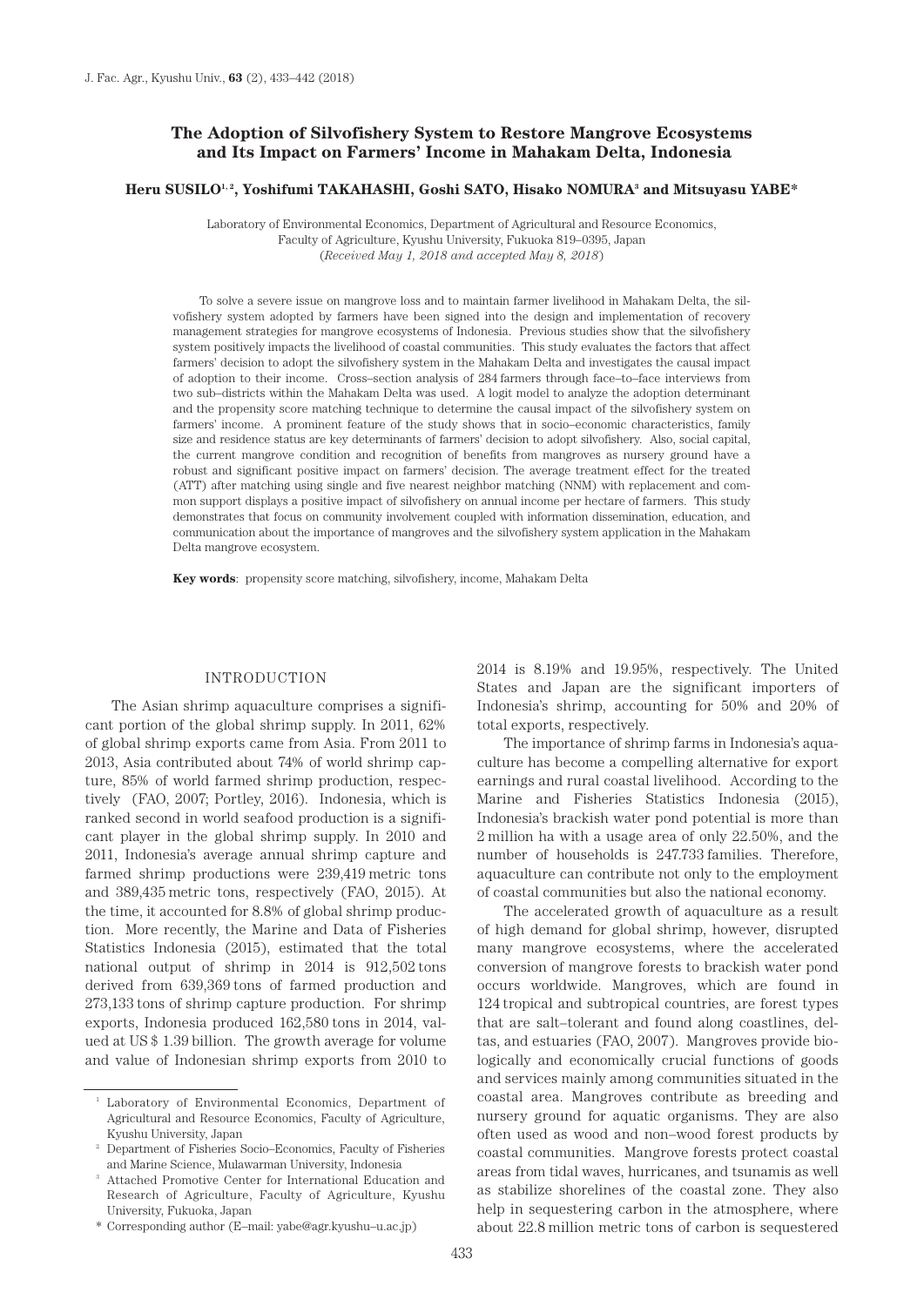# The Adoption of Silvofishery System to Restore Mangrove Ecosystems and Its Impact on Farmers' Income in Mahakam Delta, Indonesia

**Heru SUSILO[1,2], Yoshifumi TAKAHASHI, Goshi SATO, Hisako NOMURA[3] and Mitsuyasu YABE***

Laboratory of Environmental Economics, Department of Agricultural and Resource Economics, Faculty of Agriculture, Kyushu University, Fukuoka 819–0395, Japan
(*Received May 1, 2018 and accepted May 8, 2018*)

To solve a severe issue on mangrove loss and to maintain farmer livelihood in Mahakam Delta, the silvofishery system adopted by farmers have been signed into the design and implementation of recovery management strategies for mangrove ecosystems of Indonesia. Previous studies show that the silvofishery system positively impacts the livelihood of coastal communities. This study evaluates the factors that affect farmers' decision to adopt the silvofishery system in the Mahakam Delta and investigates the causal impact of adoption to their income. Cross–section analysis of 284 farmers through face–to–face interviews from two sub–districts within the Mahakam Delta was used. A logit model to analyze the adoption determinant and the propensity score matching technique to determine the causal impact of the silvofishery system on farmers' income. A prominent feature of the study shows that in socio–economic characteristics, family size and residence status are key determinants of farmers' decision to adopt silvofishery. Also, social capital, the current mangrove condition and recognition of benefits from mangroves as nursery ground have a robust and significant positive impact on farmers' decision. The average treatment effect for the treated (ATT) after matching using single and five nearest neighbor matching (NNM) with replacement and common support displays a positive impact of silvofishery on annual income per hectare of farmers. This study demonstrates that focus on community involvement coupled with information dissemination, education, and communication about the importance of mangroves and the silvofishery system application in the Mahakam Delta mangrove ecosystem.

**Key words**: propensity score matching, silvofishery, income, Mahakam Delta

## INTRODUCTION

The Asian shrimp aquaculture comprises a significant portion of the global shrimp supply. In 2011, 62% of global shrimp exports came from Asia. From 2011 to 2013, Asia contributed about 74% of world shrimp capture, 85% of world farmed shrimp production, respectively (FAO, 2007; Portley, 2016). Indonesia, which is ranked second in world seafood production is a significant player in the global shrimp supply. In 2010 and 2011, Indonesia's average annual shrimp capture and farmed shrimp productions were 239,419 metric tons and 389,435 metric tons, respectively (FAO, 2015). At the time, it accounted for 8.8% of global shrimp production. More recently, the Marine and Data of Fisheries Statistics Indonesia (2015), estimated that the total national output of shrimp in 2014 is 912,502 tons derived from 639,369 tons of farmed production and 273,133 tons of shrimp capture production. For shrimp exports, Indonesia produced 162,580 tons in 2014, valued at US $ 1.39 billion. The growth average for volume and value of Indonesian shrimp exports from 2010 to 2014 is 8.19% and 19.95%, respectively. The United States and Japan are the significant importers of Indonesia's shrimp, accounting for 50% and 20% of total exports, respectively.

The importance of shrimp farms in Indonesia's aquaculture has become a compelling alternative for export earnings and rural coastal livelihood. According to the Marine and Fisheries Statistics Indonesia (2015), Indonesia's brackish water pond potential is more than 2 million ha with a usage area of only 22.50%, and the number of households is 247.733 families. Therefore, aquaculture can contribute not only to the employment of coastal communities but also the national economy.

The accelerated growth of aquaculture as a result of high demand for global shrimp, however, disrupted many mangrove ecosystems, where the accelerated conversion of mangrove forests to brackish water pond occurs worldwide. Mangroves, which are found in 124 tropical and subtropical countries, are forest types that are salt–tolerant and found along coastlines, deltas, and estuaries (FAO, 2007). Mangroves provide biologically and economically crucial functions of goods and services mainly among communities situated in the coastal area. Mangroves contribute as breeding and nursery ground for aquatic organisms. They are also often used as wood and non–wood forest products by coastal communities. Mangrove forests protect coastal areas from tidal waves, hurricanes, and tsunamis as well as stabilize shorelines of the coastal zone. They also help in sequestering carbon in the atmosphere, where about 22.8 million metric tons of carbon is sequestered

---

[1] Laboratory of Environmental Economics, Department of Agricultural and Resource Economics, Faculty of Agriculture, Kyushu University, Japan

[2] Department of Fisheries Socio–Economics, Faculty of Fisheries and Marine Science, Mulawarman University, Indonesia

[3] Attached Promotive Center for International Education and Research of Agriculture, Faculty of Agriculture, Kyushu University, Fukuoka, Japan

\* Corresponding author (E–mail: yabe@agr.kyushu–u.ac.jp)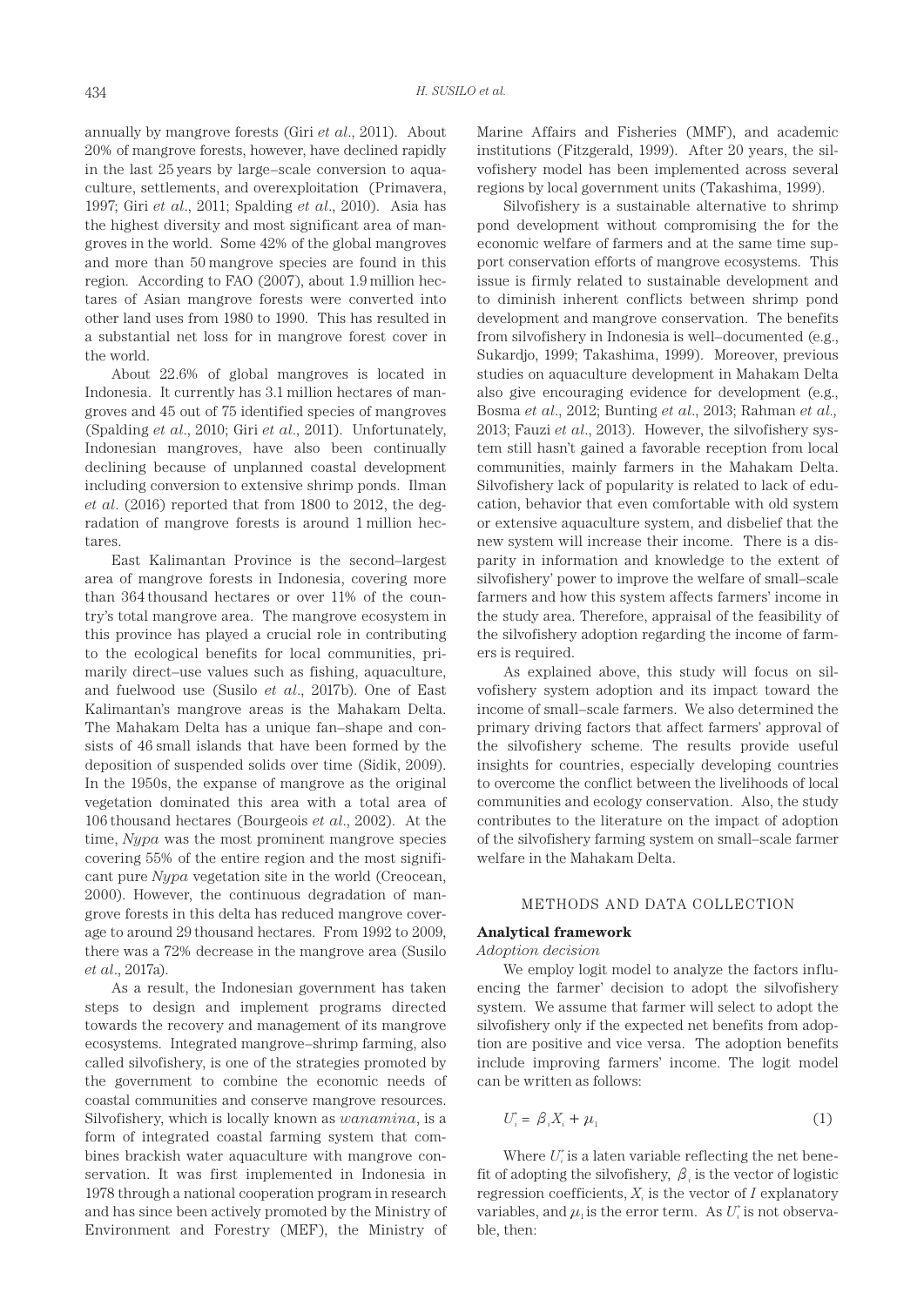annually by mangrove forests (Giri *et al*., 2011). About 20% of mangrove forests, however, have declined rapidly in the last 25 years by large–scale conversion to aquaculture, settlements, and overexploitation (Primavera, 1997; Giri *et al*., 2011; Spalding *et al*., 2010). Asia has the highest diversity and most significant area of mangroves in the world. Some 42% of the global mangroves and more than 50 mangrove species are found in this region. According to FAO (2007), about 1.9 million hectares of Asian mangrove forests were converted into other land uses from 1980 to 1990. This has resulted in a substantial net loss for in mangrove forest cover in the world.

About 22.6% of global mangroves is located in Indonesia. It currently has 3.1 million hectares of mangroves and 45 out of 75 identified species of mangroves (Spalding *et al*., 2010; Giri *et al*., 2011). Unfortunately, Indonesian mangroves, have also been continually declining because of unplanned coastal development including conversion to extensive shrimp ponds. Ilman *et al*. (2016) reported that from 1800 to 2012, the degradation of mangrove forests is around 1 million hectares.

East Kalimantan Province is the second–largest area of mangrove forests in Indonesia, covering more than 364 thousand hectares or over 11% of the country's total mangrove area. The mangrove ecosystem in this province has played a crucial role in contributing to the ecological benefits for local communities, primarily direct–use values such as fishing, aquaculture, and fuelwood use (Susilo *et al*., 2017b). One of East Kalimantan's mangrove areas is the Mahakam Delta. The Mahakam Delta has a unique fan–shape and consists of 46 small islands that have been formed by the deposition of suspended solids over time (Sidik, 2009). In the 1950s, the expanse of mangrove as the original vegetation dominated this area with a total area of 106 thousand hectares (Bourgeois *et al*., 2002). At the time, *Nypa* was the most prominent mangrove species covering 55% of the entire region and the most significant pure *Nypa* vegetation site in the world (Creocean, 2000). However, the continuous degradation of mangrove forests in this delta has reduced mangrove coverage to around 29 thousand hectares. From 1992 to 2009, there was a 72% decrease in the mangrove area (Susilo *et al*., 2017a).

As a result, the Indonesian government has taken steps to design and implement programs directed towards the recovery and management of its mangrove ecosystems. Integrated mangrove–shrimp farming, also called silvofishery, is one of the strategies promoted by the government to combine the economic needs of coastal communities and conserve mangrove resources. Silvofishery, which is locally known as *wanamina*, is a form of integrated coastal farming system that combines brackish water aquaculture with mangrove conservation. It was first implemented in Indonesia in 1978 through a national cooperation program in research and has since been actively promoted by the Ministry of Environment and Forestry (MEF), the Ministry of Marine Affairs and Fisheries (MMF), and academic institutions (Fitzgerald, 1999). After 20 years, the silvofishery model has been implemented across several regions by local government units (Takashima, 1999).

Silvofishery is a sustainable alternative to shrimp pond development without compromising the for the economic welfare of farmers and at the same time support conservation efforts of mangrove ecosystems. This issue is firmly related to sustainable development and to diminish inherent conflicts between shrimp pond development and mangrove conservation. The benefits from silvofishery in Indonesia is well–documented (e.g., Sukardjo, 1999; Takashima, 1999). Moreover, previous studies on aquaculture development in Mahakam Delta also give encouraging evidence for development (e.g., Bosma *et al*., 2012; Bunting *et al*., 2013; Rahman *et al.,* 2013; Fauzi *et al*., 2013). However, the silvofishery system still hasn't gained a favorable reception from local communities, mainly farmers in the Mahakam Delta. Silvofishery lack of popularity is related to lack of education, behavior that even comfortable with old system or extensive aquaculture system, and disbelief that the new system will increase their income. There is a disparity in information and knowledge to the extent of silvofishery' power to improve the welfare of small–scale farmers and how this system affects farmers' income in the study area. Therefore, appraisal of the feasibility of the silvofishery adoption regarding the income of farmers is required.

As explained above, this study will focus on silvofishery system adoption and its impact toward the income of small–scale farmers. We also determined the primary driving factors that affect farmers' approval of the silvofishery scheme. The results provide useful insights for countries, especially developing countries to overcome the conflict between the livelihoods of local communities and ecology conservation. Also, the study contributes to the literature on the impact of adoption of the silvofishery farming system on small–scale farmer welfare in the Mahakam Delta.

## METHODS AND DATA COLLECTION

### Analytical framework

*Adoption decision*

We employ logit model to analyze the factors influencing the farmer' decision to adopt the silvofishery system. We assume that farmer will select to adopt the silvofishery only if the expected net benefits from adoption are positive and vice versa. The adoption benefits include improving farmers' income. The logit model can be written as follows:

$$U_i^* = \beta_i X_i + \mu_1 \tag{1}$$

Where $U_i^*$ is a laten variable reflecting the net benefit of adopting the silvofishery, $\beta_i$ is the vector of logistic regression coefficients, $X_i$ is the vector of $I$ explanatory variables, and $\mu_1$ is the error term. As $U_i^*$ is not observable, then: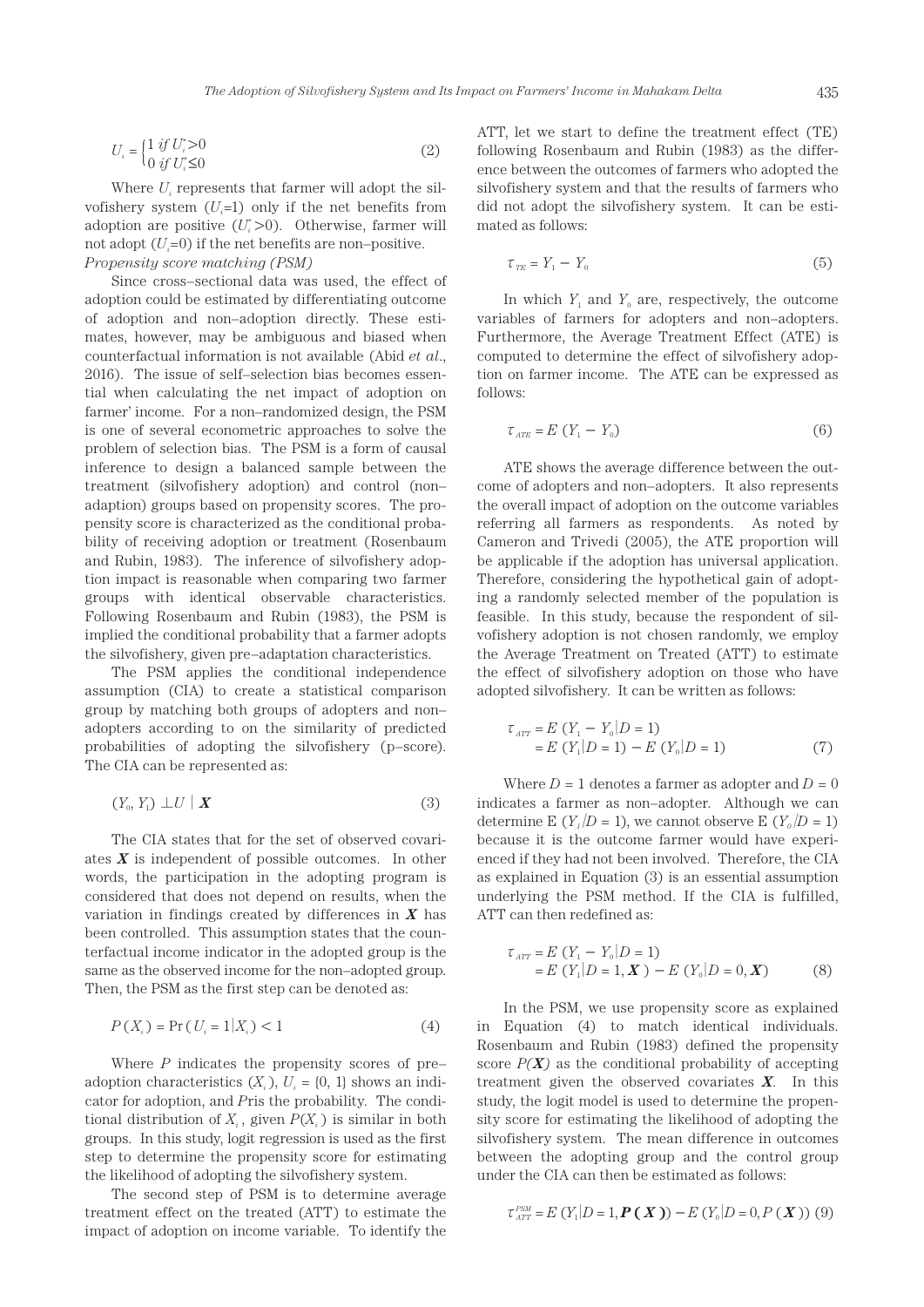$$U_i = \begin{cases} 1 \text{ if } U_i^* > 0 \\ 0 \text{ if } U_i^* \leq 0 \end{cases} \tag{2}$$

Where $U_i$ represents that farmer will adopt the silvofishery system ($U_i$=1) only if the net benefits from adoption are positive ($U_i^*$>0). Otherwise, farmer will not adopt ($U_i$=0) if the net benefits are non–positive.

*Propensity score matching (PSM)*

Since cross–sectional data was used, the effect of adoption could be estimated by differentiating outcome of adoption and non–adoption directly. These estimates, however, may be ambiguous and biased when counterfactual information is not available (Abid *et al*., 2016). The issue of self–selection bias becomes essential when calculating the net impact of adoption on farmer' income. For a non–randomized design, the PSM is one of several econometric approaches to solve the problem of selection bias. The PSM is a form of causal inference to design a balanced sample between the treatment (silvofishery adoption) and control (non–adaption) groups based on propensity scores. The propensity score is characterized as the conditional probability of receiving adoption or treatment (Rosenbaum and Rubin, 1983). The inference of silvofishery adoption impact is reasonable when comparing two farmer groups with identical observable characteristics. Following Rosenbaum and Rubin (1983), the PSM is implied the conditional probability that a farmer adopts the silvofishery, given pre–adaptation characteristics.

The PSM applies the conditional independence assumption (CIA) to create a statistical comparison group by matching both groups of adopters and non–adopters according to on the similarity of predicted probabilities of adopting the silvofishery (p–score). The CIA can be represented as:

$$(Y_0, Y_1) \perp U \mid \boldsymbol{X} \tag{3}$$

The CIA states that for the set of observed covariates $\boldsymbol{X}$ is independent of possible outcomes. In other words, the participation in the adopting program is considered that does not depend on results, when the variation in findings created by differences in $\boldsymbol{X}$ has been controlled. This assumption states that the counterfactual income indicator in the adopted group is the same as the observed income for the non–adopted group. Then, the PSM as the first step can be denoted as:

$$P(X_i) = \Pr(U_i = 1 | X_i) < 1 \tag{4}$$

Where $P$ indicates the propensity scores of pre–adoption characteristics ($X_i$), $U_i$ = {0, 1} shows an indicator for adoption, and $P$ris the probability. The conditional distribution of $X_i$, given $P(X_i)$ is similar in both groups. In this study, logit regression is used as the first step to determine the propensity score for estimating the likelihood of adopting the silvofishery system.

The second step of PSM is to determine average treatment effect on the treated (ATT) to estimate the impact of adoption on income variable. To identify the ATT, let we start to define the treatment effect (TE) following Rosenbaum and Rubin (1983) as the difference between the outcomes of farmers who adopted the silvofishery system and that the results of farmers who did not adopt the silvofishery system. It can be estimated as follows:

$$\tau_{TE} = Y_1 - Y_0 \tag{5}$$

In which $Y_1$ and $Y_0$ are, respectively, the outcome variables of farmers for adopters and non–adopters. Furthermore, the Average Treatment Effect (ATE) is computed to determine the effect of silvofishery adoption on farmer income. The ATE can be expressed as follows:

$$\tau_{ATE} = E(Y_1 - Y_0) \tag{6}$$

ATE shows the average difference between the outcome of adopters and non–adopters. It also represents the overall impact of adoption on the outcome variables referring all farmers as respondents. As noted by Cameron and Trivedi (2005), the ATE proportion will be applicable if the adoption has universal application. Therefore, considering the hypothetical gain of adopting a randomly selected member of the population is feasible. In this study, because the respondent of silvofishery adoption is not chosen randomly, we employ the Average Treatment on Treated (ATT) to estimate the effect of silvofishery adoption on those who have adopted silvofishery. It can be written as follows:

$$\begin{aligned} \tau_{ATT} &= E(Y_1 - Y_0 | D = 1) \\ &= E(Y_1 | D = 1) - E(Y_0 | D = 1) \end{aligned} \tag{7}$$

Where $D$ = 1 denotes a farmer as adopter and $D$ = 0 indicates a farmer as non–adopter. Although we can determine E ($Y_1$/$D$ = 1), we cannot observe E ($Y_0$/$D$ = 1) because it is the outcome farmer would have experienced if they had not been involved. Therefore, the CIA as explained in Equation (3) is an essential assumption underlying the PSM method. If the CIA is fulfilled, ATT can then redefined as:

$$\begin{aligned} \tau_{ATT} &= E(Y_1 - Y_0 | D = 1) \\ &= E(Y_1 | D = 1, \boldsymbol{X}) - E(Y_0 | D = 0, \boldsymbol{X}) \end{aligned} \tag{8}$$

In the PSM, we use propensity score as explained in Equation (4) to match identical individuals. Rosenbaum and Rubin (1983) defined the propensity score $P(\boldsymbol{X})$ as the conditional probability of accepting treatment given the observed covariates $\boldsymbol{X}$. In this study, the logit model is used to determine the propensity score for estimating the likelihood of adopting the silvofishery system. The mean difference in outcomes between the adopting group and the control group under the CIA can then be estimated as follows:

$$\tau_{ATT}^{PSM} = E(Y_1 | D = 1, \boldsymbol{P}(\boldsymbol{X})) - E(Y_0 | D = 0, P(\boldsymbol{X})) \tag{9}$$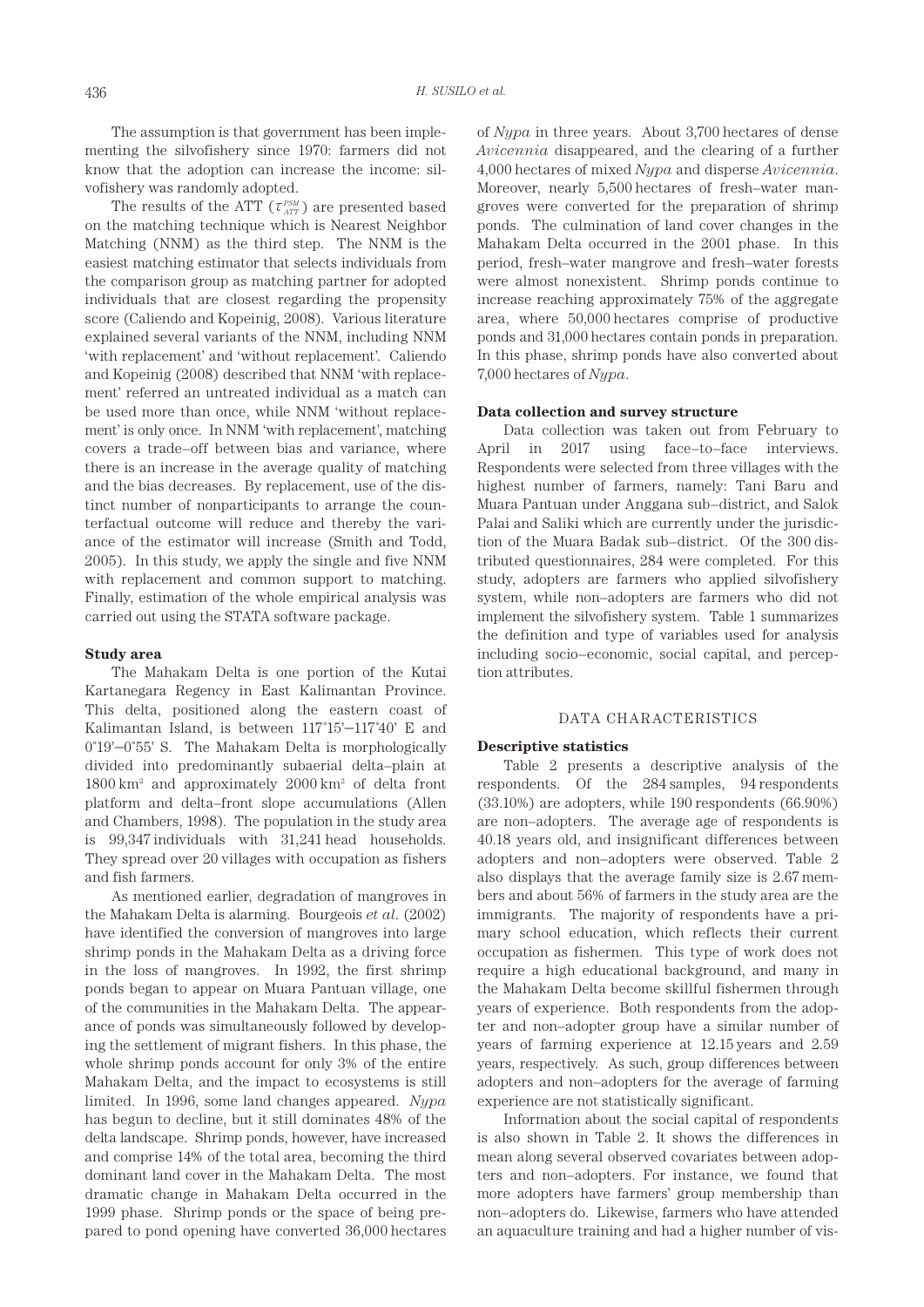The assumption is that government has been implementing the silvofishery since 1970: farmers did not know that the adoption can increase the income: silvofishery was randomly adopted.

The results of the ATT ($\tau_{ATT}^{PSM}$) are presented based on the matching technique which is Nearest Neighbor Matching (NNM) as the third step. The NNM is the easiest matching estimator that selects individuals from the comparison group as matching partner for adopted individuals that are closest regarding the propensity score (Caliendo and Kopeinig, 2008). Various literature explained several variants of the NNM, including NNM 'with replacement' and 'without replacement'. Caliendo and Kopeinig (2008) described that NNM 'with replacement' referred an untreated individual as a match can be used more than once, while NNM 'without replacement' is only once. In NNM 'with replacement', matching covers a trade–off between bias and variance, where there is an increase in the average quality of matching and the bias decreases. By replacement, use of the distinct number of nonparticipants to arrange the counterfactual outcome will reduce and thereby the variance of the estimator will increase (Smith and Todd, 2005). In this study, we apply the single and five NNM with replacement and common support to matching. Finally, estimation of the whole empirical analysis was carried out using the STATA software package.

**Study area**

The Mahakam Delta is one portion of the Kutai Kartanegara Regency in East Kalimantan Province. This delta, positioned along the eastern coast of Kalimantan Island, is between 117°15'–117°40' E and 0°19'–0°55' S. The Mahakam Delta is morphologically divided into predominantly subaerial delta–plain at 1800 km² and approximately 2000 km² of delta front platform and delta–front slope accumulations (Allen and Chambers, 1998). The population in the study area is 99,347 individuals with 31,241 head households. They spread over 20 villages with occupation as fishers and fish farmers.

As mentioned earlier, degradation of mangroves in the Mahakam Delta is alarming. Bourgeois *et al.* (2002) have identified the conversion of mangroves into large shrimp ponds in the Mahakam Delta as a driving force in the loss of mangroves. In 1992, the first shrimp ponds began to appear on Muara Pantuan village, one of the communities in the Mahakam Delta. The appearance of ponds was simultaneously followed by developing the settlement of migrant fishers. In this phase, the whole shrimp ponds account for only 3% of the entire Mahakam Delta, and the impact to ecosystems is still limited. In 1996, some land changes appeared. *Nypa* has begun to decline, but it still dominates 48% of the delta landscape. Shrimp ponds, however, have increased and comprise 14% of the total area, becoming the third dominant land cover in the Mahakam Delta. The most dramatic change in Mahakam Delta occurred in the 1999 phase. Shrimp ponds or the space of being prepared to pond opening have converted 36,000 hectares of *Nypa* in three years. About 3,700 hectares of dense *Avicennia* disappeared, and the clearing of a further 4,000 hectares of mixed *Nypa* and disperse *Avicennia*. Moreover, nearly 5,500 hectares of fresh–water mangroves were converted for the preparation of shrimp ponds. The culmination of land cover changes in the Mahakam Delta occurred in the 2001 phase. In this period, fresh–water mangrove and fresh–water forests were almost nonexistent. Shrimp ponds continue to increase reaching approximately 75% of the aggregate area, where 50,000 hectares comprise of productive ponds and 31,000 hectares contain ponds in preparation. In this phase, shrimp ponds have also converted about 7,000 hectares of *Nypa*.

**Data collection and survey structure**

Data collection was taken out from February to April in 2017 using face–to–face interviews. Respondents were selected from three villages with the highest number of farmers, namely: Tani Baru and Muara Pantuan under Anggana sub–district, and Salok Palai and Saliki which are currently under the jurisdiction of the Muara Badak sub–district. Of the 300 distributed questionnaires, 284 were completed. For this study, adopters are farmers who applied silvofishery system, while non–adopters are farmers who did not implement the silvofishery system. Table 1 summarizes the definition and type of variables used for analysis including socio–economic, social capital, and perception attributes.

## DATA CHARACTERISTICS

**Descriptive statistics**

Table 2 presents a descriptive analysis of the respondents. Of the 284 samples, 94 respondents (33.10%) are adopters, while 190 respondents (66.90%) are non–adopters. The average age of respondents is 40.18 years old, and insignificant differences between adopters and non–adopters were observed. Table 2 also displays that the average family size is 2.67 members and about 56% of farmers in the study area are the immigrants. The majority of respondents have a primary school education, which reflects their current occupation as fishermen. This type of work does not require a high educational background, and many in the Mahakam Delta become skillful fishermen through years of experience. Both respondents from the adopter and non–adopter group have a similar number of years of farming experience at 12.15 years and 2.59 years, respectively. As such, group differences between adopters and non–adopters for the average of farming experience are not statistically significant.

Information about the social capital of respondents is also shown in Table 2. It shows the differences in mean along several observed covariates between adopters and non–adopters. For instance, we found that more adopters have farmers' group membership than non–adopters do. Likewise, farmers who have attended an aquaculture training and had a higher number of vis-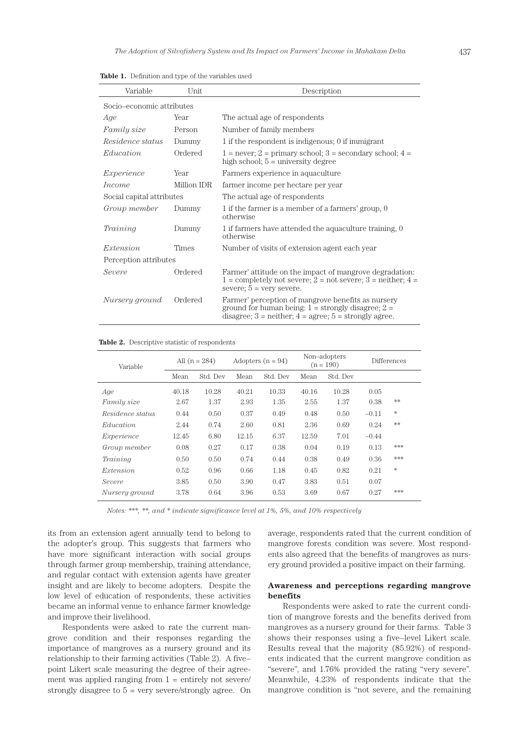**Table 1.** Definition and type of the variables used

| Variable | Unit | Description |
|---|---|---|
| Socio–economic attributes | | |
| *Age* | Year | The actual age of respondents |
| *Family size* | Person | Number of family members |
| *Residence status* | Dummy | 1 if the respondent is indigenous; 0 if immigrant |
| *Education* | Ordered | 1 = never; 2 = primary school; 3 = secondary school; 4 = high school; 5 = university degree |
| *Experience* | Year | Farmers experience in aquaculture |
| *Income* | Million IDR | farmer income per hectare per year |
| Social capital attributes | | The actual age of respondents |
| *Group member* | Dummy | 1 if the farmer is a member of a farmers' group, 0 otherwise |
| *Training* | Dummy | 1 if farmers have attended the aquaculture training, 0 otherwise |
| *Extension* | Times | Number of visits of extension agent each year |
| Perception attributes | | |
| *Severe* | Ordered | Farmer' attitude on the impact of mangrove degradation: 1 = completely not severe; 2 = not severe; 3 = neither; 4 = severe; 5 = very severe. |
| *Nursery ground* | Ordered | Farmer' perception of mangrove benefits as nursery ground for human being: 1 = strongly disagree; 2 = disagree; 3 = neither; 4 = agree; 5 = strongly agree. |

**Table 2.** Descriptive statistic of respondents

| Variable | All (n = 284) | | Adopters (n = 94) | | Non–adopters (n = 190) | | Differences | |
|---|---|---|---|---|---|---|---|---|
| | Mean | Std. Dev | Mean | Std. Dev | Mean | Std. Dev | | |
| *Age* | 40.18 | 10.28 | 40.21 | 10.33 | 40.16 | 10.28 | 0.05 | |
| *Family size* | 2.67 | 1.37 | 2.93 | 1.35 | 2.55 | 1.37 | 0.38 | ** |
| *Residence status* | 0.44 | 0.50 | 0.37 | 0.49 | 0.48 | 0.50 | –0.11 | * |
| *Education* | 2.44 | 0.74 | 2.60 | 0.81 | 2.36 | 0.69 | 0.24 | ** |
| *Experience* | 12.45 | 6.80 | 12.15 | 6.37 | 12.59 | 7.01 | –0.44 | |
| *Group member* | 0.08 | 0.27 | 0.17 | 0.38 | 0.04 | 0.19 | 0.13 | *** |
| *Training* | 0.50 | 0.50 | 0.74 | 0.44 | 0.38 | 0.49 | 0.36 | *** |
| *Extension* | 0.52 | 0.96 | 0.66 | 1.18 | 0.45 | 0.82 | 0.21 | * |
| *Severe* | 3.85 | 0.50 | 3.90 | 0.47 | 3.83 | 0.51 | 0.07 | |
| *Nursery ground* | 3.78 | 0.64 | 3.96 | 0.53 | 3.69 | 0.67 | 0.27 | *** |

*Notes: \*\*\*, \*\*, and \* indicate significance level at 1%, 5%, and 10% respectively*

its from an extension agent annually tend to belong to the adopter's group. This suggests that farmers who have more significant interaction with social groups through farmer group membership, training attendance, and regular contact with extension agents have greater insight and are likely to become adopters. Despite the low level of education of respondents, these activities became an informal venue to enhance farmer knowledge and improve their livelihood.

Respondents were asked to rate the current mangrove condition and their responses regarding the importance of mangroves as a nursery ground and its relationship to their farming activities (Table 2). A five–point Likert scale measuring the degree of their agreement was applied ranging from 1 = entirely not severe/strongly disagree to 5 = very severe/strongly agree. On average, respondents rated that the current condition of mangrove forests condition was severe. Most respondents also agreed that the benefits of mangroves as nursery ground provided a positive impact on their farming.

### Awareness and perceptions regarding mangrove benefits

Respondents were asked to rate the current condition of mangrove forests and the benefits derived from mangroves as a nursery ground for their farms. Table 3 shows their responses using a five–level Likert scale. Results reveal that the majority (85.92%) of respondents indicated that the current mangrove condition as "severe", and 1.76% provided the rating "very severe". Meanwhile, 4.23% of respondents indicate that the mangrove condition is "not severe, and the remaining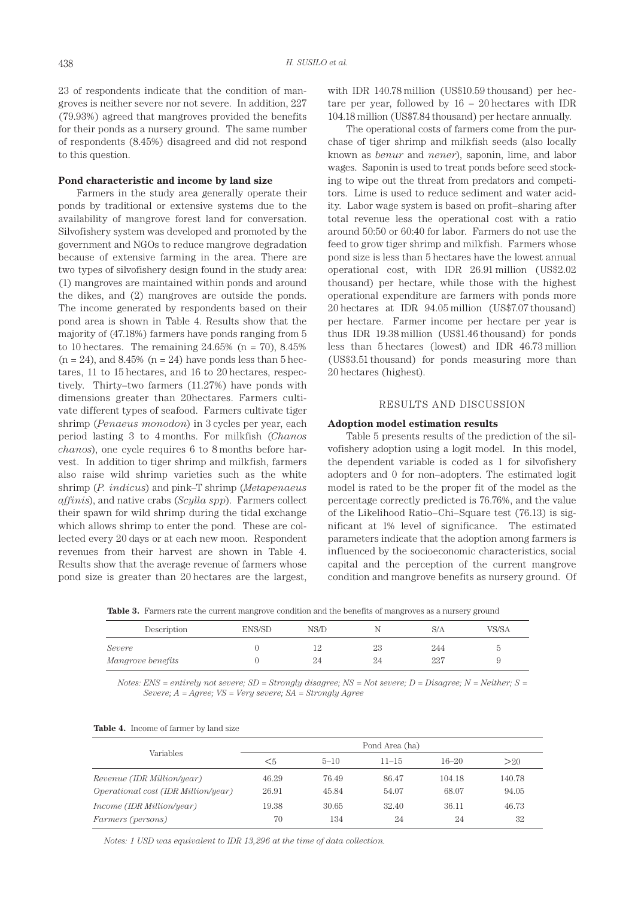23 of respondents indicate that the condition of mangroves is neither severe nor not severe. In addition, 227 (79.93%) agreed that mangroves provided the benefits for their ponds as a nursery ground. The same number of respondents (8.45%) disagreed and did not respond to this question.

### Pond characteristic and income by land size

Farmers in the study area generally operate their ponds by traditional or extensive systems due to the availability of mangrove forest land for conversation. Silvofishery system was developed and promoted by the government and NGOs to reduce mangrove degradation because of extensive farming in the area. There are two types of silvofishery design found in the study area: (1) mangroves are maintained within ponds and around the dikes, and (2) mangroves are outside the ponds. The income generated by respondents based on their pond area is shown in Table 4. Results show that the majority of (47.18%) farmers have ponds ranging from 5 to 10 hectares. The remaining 24.65% (n = 70), 8.45% (n = 24), and 8.45% (n = 24) have ponds less than 5 hectares, 11 to 15 hectares, and 16 to 20 hectares, respectively. Thirty–two farmers (11.27%) have ponds with dimensions greater than 20hectares. Farmers cultivate different types of seafood. Farmers cultivate tiger shrimp (*Penaeus monodon*) in 3 cycles per year, each period lasting 3 to 4 months. For milkfish (*Chanos chanos*), one cycle requires 6 to 8 months before harvest. In addition to tiger shrimp and milkfish, farmers also raise wild shrimp varieties such as the white shrimp (*P. indicus*) and pink–T shrimp (*Metapenaeus affinis*), and native crabs (*Scylla spp*). Farmers collect their spawn for wild shrimp during the tidal exchange which allows shrimp to enter the pond. These are collected every 20 days or at each new moon. Respondent revenues from their harvest are shown in Table 4. Results show that the average revenue of farmers whose pond size is greater than 20 hectares are the largest, with IDR 140.78 million (US$10.59 thousand) per hectare per year, followed by 16 – 20 hectares with IDR 104.18 million (US$7.84 thousand) per hectare annually.

The operational costs of farmers come from the purchase of tiger shrimp and milkfish seeds (also locally known as *benur* and *nener*), saponin, lime, and labor wages. Saponin is used to treat ponds before seed stocking to wipe out the threat from predators and competitors. Lime is used to reduce sediment and water acidity. Labor wage system is based on profit–sharing after total revenue less the operational cost with a ratio around 50:50 or 60:40 for labor. Farmers do not use the feed to grow tiger shrimp and milkfish. Farmers whose pond size is less than 5 hectares have the lowest annual operational cost, with IDR 26.91 million (US$2.02 thousand) per hectare, while those with the highest operational expenditure are farmers with ponds more 20 hectares at IDR 94.05 million (US$7.07 thousand) per hectare. Farmer income per hectare per year is thus IDR 19.38 million (US$1.46 thousand) for ponds less than 5 hectares (lowest) and IDR 46.73 million (US$3.51 thousand) for ponds measuring more than 20 hectares (highest).

## RESULTS AND DISCUSSION

### Adoption model estimation results

Table 5 presents results of the prediction of the silvofishery adoption using a logit model. In this model, the dependent variable is coded as 1 for silvofishery adopters and 0 for non–adopters. The estimated logit model is rated to be the proper fit of the model as the percentage correctly predicted is 76.76%, and the value of the Likelihood Ratio–Chi–Square test (76.13) is significant at 1% level of significance. The estimated parameters indicate that the adoption among farmers is influenced by the socioeconomic characteristics, social capital and the perception of the current mangrove condition and mangrove benefits as nursery ground. Of

**Table 3.** Farmers rate the current mangrove condition and the benefits of mangroves as a nursery ground

| Description | ENS/SD | NS/D | N | S/A | VS/SA |
|---|---|---|---|---|---|
| *Severe* | 0 | 12 | 23 | 244 | 5 |
| *Mangrove benefits* | 0 | 24 | 24 | 227 | 9 |

*Notes: ENS = entirely not severe; SD = Strongly disagree; NS = Not severe; D = Disagree; N = Neither; S = Severe; A = Agree; VS = Very severe; SA = Strongly Agree*

**Table 4.** Income of farmer by land size

| Variables | Pond Area (ha) | | | | |
|---|---|---|---|---|---|
| | <5 | 5–10 | 11–15 | 16–20 | >20 |
| *Revenue (IDR Million/year)* | 46.29 | 76.49 | 86.47 | 104.18 | 140.78 |
| *Operational cost (IDR Million/year)* | 26.91 | 45.84 | 54.07 | 68.07 | 94.05 |
| *Income (IDR Million/year)* | 19.38 | 30.65 | 32.40 | 36.11 | 46.73 |
| *Farmers (persons)* | 70 | 134 | 24 | 24 | 32 |

*Notes: 1 USD was equivalent to IDR 13,296 at the time of data collection.*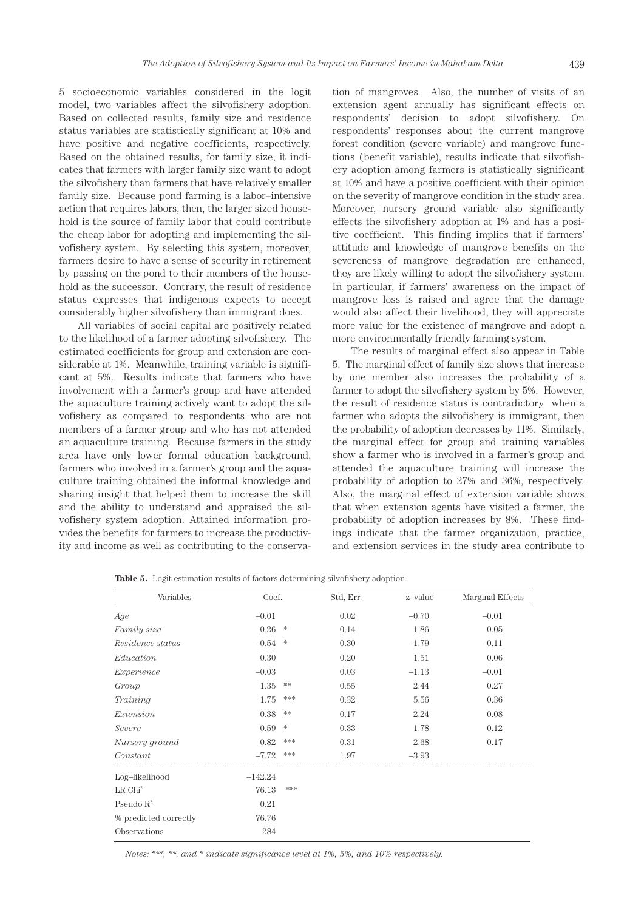5 socioeconomic variables considered in the logit model, two variables affect the silvofishery adoption. Based on collected results, family size and residence status variables are statistically significant at 10% and have positive and negative coefficients, respectively. Based on the obtained results, for family size, it indicates that farmers with larger family size want to adopt the silvofishery than farmers that have relatively smaller family size. Because pond farming is a labor–intensive action that requires labors, then, the larger sized household is the source of family labor that could contribute the cheap labor for adopting and implementing the silvofishery system. By selecting this system, moreover, farmers desire to have a sense of security in retirement by passing on the pond to their members of the household as the successor. Contrary, the result of residence status expresses that indigenous expects to accept considerably higher silvofishery than immigrant does.

All variables of social capital are positively related to the likelihood of a farmer adopting silvofishery. The estimated coefficients for group and extension are considerable at 1%. Meanwhile, training variable is significant at 5%. Results indicate that farmers who have involvement with a farmer's group and have attended the aquaculture training actively want to adopt the silvofishery as compared to respondents who are not members of a farmer group and who has not attended an aquaculture training. Because farmers in the study area have only lower formal education background, farmers who involved in a farmer's group and the aquaculture training obtained the informal knowledge and sharing insight that helped them to increase the skill and the ability to understand and appraised the silvofishery system adoption. Attained information provides the benefits for farmers to increase the productivity and income as well as contributing to the conservation of mangroves. Also, the number of visits of an extension agent annually has significant effects on respondents' decision to adopt silvofishery. On respondents' responses about the current mangrove forest condition (severe variable) and mangrove functions (benefit variable), results indicate that silvofishery adoption among farmers is statistically significant at 10% and have a positive coefficient with their opinion on the severity of mangrove condition in the study area. Moreover, nursery ground variable also significantly effects the silvofishery adoption at 1% and has a positive coefficient. This finding implies that if farmers' attitude and knowledge of mangrove benefits on the severeness of mangrove degradation are enhanced, they are likely willing to adopt the silvofishery system. In particular, if farmers' awareness on the impact of mangrove loss is raised and agree that the damage would also affect their livelihood, they will appreciate more value for the existence of mangrove and adopt a more environmentally friendly farming system.

The results of marginal effect also appear in Table 5. The marginal effect of family size shows that increase by one member also increases the probability of a farmer to adopt the silvofishery system by 5%. However, the result of residence status is contradictory when a farmer who adopts the silvofishery is immigrant, then the probability of adoption decreases by 11%. Similarly, the marginal effect for group and training variables show a farmer who is involved in a farmer's group and attended the aquaculture training will increase the probability of adoption to 27% and 36%, respectively. Also, the marginal effect of extension variable shows that when extension agents have visited a farmer, the probability of adoption increases by 8%. These findings indicate that the farmer organization, practice, and extension services in the study area contribute to

**Table 5.** Logit estimation results of factors determining silvofishery adoption

| Variables | Coef. | Std, Err. | z–value | Marginal Effects |
|---|---|---|---|---|
| *Age* | –0.01 | 0.02 | –0.70 | –0.01 |
| *Family size* | 0.26 * | 0.14 | 1.86 | 0.05 |
| *Residence status* | –0.54 * | 0.30 | –1.79 | –0.11 |
| *Education* | 0.30 | 0.20 | 1.51 | 0.06 |
| *Experience* | –0.03 | 0.03 | –1.13 | –0.01 |
| *Group* | 1.35 ** | 0.55 | 2.44 | 0.27 |
| *Training* | 1.75 *** | 0.32 | 5.56 | 0.36 |
| *Extension* | 0.38 ** | 0.17 | 2.24 | 0.08 |
| *Severe* | 0.59 * | 0.33 | 1.78 | 0.12 |
| *Nursery ground* | 0.82 *** | 0.31 | 2.68 | 0.17 |
| *Constant* | –7.72 *** | 1.97 | –3.93 | |
| Log–likelihood | –142.24 | | | |
| LR $Chi^2$ | 76.13 *** | | | |
| Pseudo $R^2$ | 0.21 | | | |
| % predicted correctly | 76.76 | | | |
| Observations | 284 | | | |

*Notes: \*\*\*, \*\*, and \* indicate significance level at 1%, 5%, and 10% respectively.*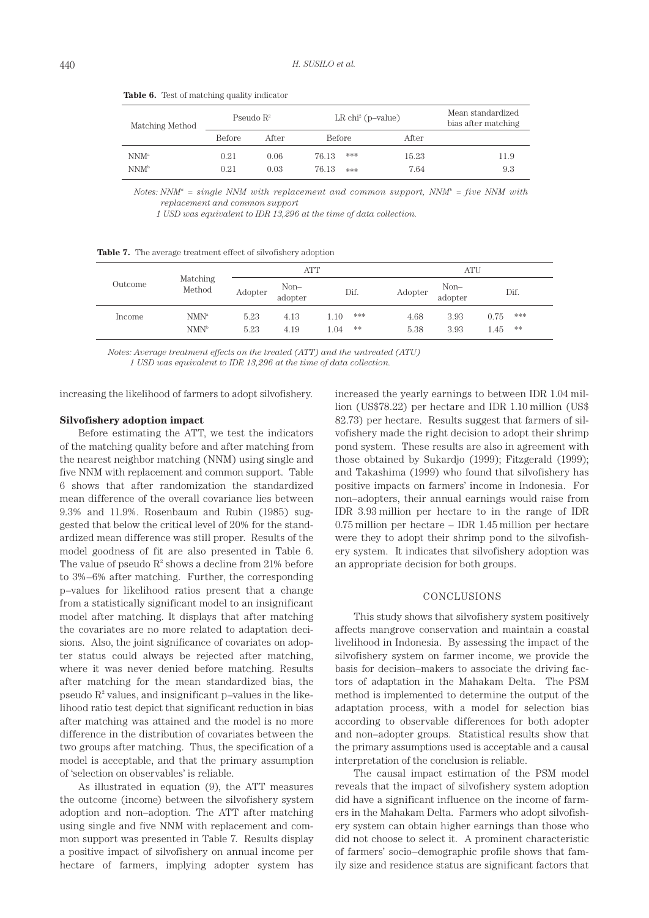**Table 6.** Test of matching quality indicator

| Matching Method | Pseudo $R^2$ | | LR $chi^2$ (p–value) | | Mean standardized bias after matching |
|---|---|---|---|---|---|
| | Before | After | Before | After | |
| NNM[a] | 0.21 | 0.06 | 76.13 *** | 15.23 | 11.9 |
| NNM[b] | 0.21 | 0.03 | 76.13 *** | 7.64 | 9.3 |

*Notes: NNM[a] = single NNM with replacement and common support, NNM[b] = five NNM with replacement and common support*

*1 USD was equivalent to IDR 13,296 at the time of data collection.*

**Table 7.** The average treatment effect of silvofishery adoption

| Outcome | Matching Method | ATT | | | ATU | | |
|---|---|---|---|---|---|---|---|
| | | Adopter | Non–adopter | Dif. | Adopter | Non–adopter | Dif. |
| Income | NNM[a] | 5.23 | 4.13 | 1.10 *** | 4.68 | 3.93 | 0.75 *** |
| | NNM[b] | 5.23 | 4.19 | 1.04 ** | 5.38 | 3.93 | 1.45 ** |

*Notes: Average treatment effects on the treated (ATT) and the untreated (ATU)*

*1 USD was equivalent to IDR 13,296 at the time of data collection.*

increasing the likelihood of farmers to adopt silvofishery.

**Silvofishery adoption impact**

Before estimating the ATT, we test the indicators of the matching quality before and after matching from the nearest neighbor matching (NNM) using single and five NNM with replacement and common support. Table 6 shows that after randomization the standardized mean difference of the overall covariance lies between 9.3% and 11.9%. Rosenbaum and Rubin (1985) suggested that below the critical level of 20% for the standardized mean difference was still proper. Results of the model goodness of fit are also presented in Table 6. The value of pseudo $R^2$ shows a decline from 21% before to 3%–6% after matching. Further, the corresponding p–values for likelihood ratios present that a change from a statistically significant model to an insignificant model after matching. It displays that after matching the covariates are no more related to adaptation decisions. Also, the joint significance of covariates on adopter status could always be rejected after matching, where it was never denied before matching. Results after matching for the mean standardized bias, the pseudo $R^2$ values, and insignificant p–values in the likelihood ratio test depict that significant reduction in bias after matching was attained and the model is no more difference in the distribution of covariates between the two groups after matching. Thus, the specification of a model is acceptable, and that the primary assumption of 'selection on observables' is reliable.

As illustrated in equation (9), the ATT measures the outcome (income) between the silvofishery system adoption and non–adoption. The ATT after matching using single and five NNM with replacement and common support was presented in Table 7. Results display a positive impact of silvofishery on annual income per hectare of farmers, implying adopter system has increased the yearly earnings to between IDR 1.04 million (US$78.22) per hectare and IDR 1.10 million (US$ 82.73) per hectare. Results suggest that farmers of silvofishery made the right decision to adopt their shrimp pond system. These results are also in agreement with those obtained by Sukardjo (1999); Fitzgerald (1999); and Takashima (1999) who found that silvofishery has positive impacts on farmers' income in Indonesia. For non–adopters, their annual earnings would raise from IDR 3.93 million per hectare to in the range of IDR 0.75 million per hectare – IDR 1.45 million per hectare were they to adopt their shrimp pond to the silvofishery system. It indicates that silvofishery adoption was an appropriate decision for both groups.

## CONCLUSIONS

This study shows that silvofishery system positively affects mangrove conservation and maintain a coastal livelihood in Indonesia. By assessing the impact of the silvofishery system on farmer income, we provide the basis for decision–makers to associate the driving factors of adaptation in the Mahakam Delta. The PSM method is implemented to determine the output of the adaptation process, with a model for selection bias according to observable differences for both adopter and non–adopter groups. Statistical results show that the primary assumptions used is acceptable and a causal interpretation of the conclusion is reliable.

The causal impact estimation of the PSM model reveals that the impact of silvofishery system adoption did have a significant influence on the income of farmers in the Mahakam Delta. Farmers who adopt silvofishery system can obtain higher earnings than those who did not choose to select it. A prominent characteristic of farmers' socio–demographic profile shows that family size and residence status are significant factors that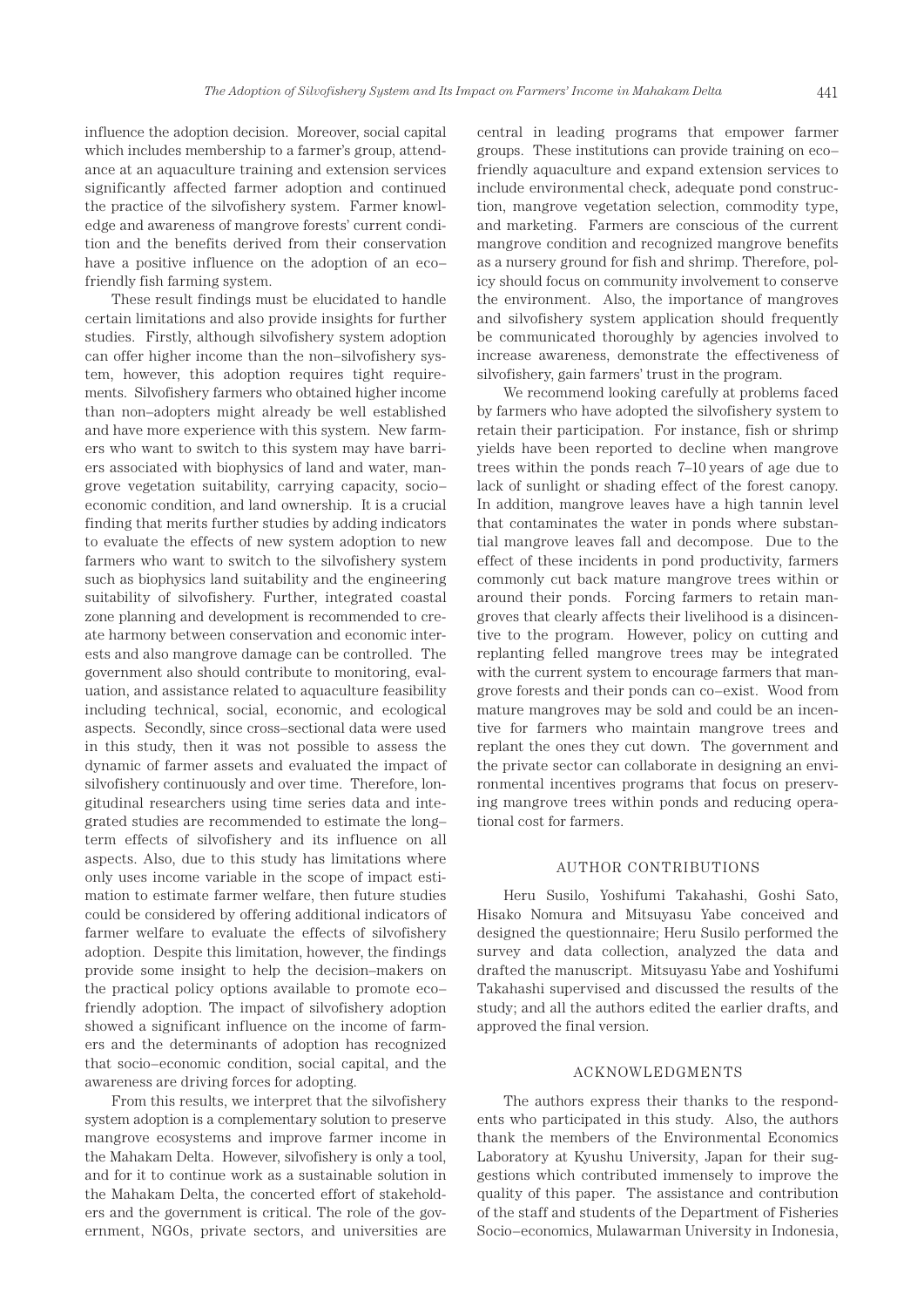influence the adoption decision. Moreover, social capital which includes membership to a farmer's group, attendance at an aquaculture training and extension services significantly affected farmer adoption and continued the practice of the silvofishery system. Farmer knowledge and awareness of mangrove forests' current condition and the benefits derived from their conservation have a positive influence on the adoption of an eco–friendly fish farming system.

These result findings must be elucidated to handle certain limitations and also provide insights for further studies. Firstly, although silvofishery system adoption can offer higher income than the non–silvofishery system, however, this adoption requires tight requirements. Silvofishery farmers who obtained higher income than non–adopters might already be well established and have more experience with this system. New farmers who want to switch to this system may have barriers associated with biophysics of land and water, mangrove vegetation suitability, carrying capacity, socio–economic condition, and land ownership. It is a crucial finding that merits further studies by adding indicators to evaluate the effects of new system adoption to new farmers who want to switch to the silvofishery system such as biophysics land suitability and the engineering suitability of silvofishery. Further, integrated coastal zone planning and development is recommended to create harmony between conservation and economic interests and also mangrove damage can be controlled. The government also should contribute to monitoring, evaluation, and assistance related to aquaculture feasibility including technical, social, economic, and ecological aspects. Secondly, since cross–sectional data were used in this study, then it was not possible to assess the dynamic of farmer assets and evaluated the impact of silvofishery continuously and over time. Therefore, longitudinal researchers using time series data and integrated studies are recommended to estimate the long–term effects of silvofishery and its influence on all aspects. Also, due to this study has limitations where only uses income variable in the scope of impact estimation to estimate farmer welfare, then future studies could be considered by offering additional indicators of farmer welfare to evaluate the effects of silvofishery adoption. Despite this limitation, however, the findings provide some insight to help the decision–makers on the practical policy options available to promote eco–friendly adoption. The impact of silvofishery adoption showed a significant influence on the income of farmers and the determinants of adoption has recognized that socio–economic condition, social capital, and the awareness are driving forces for adoption.

From this results, we interpret that the silvofishery system adoption is a complementary solution to preserve mangrove ecosystems and improve farmer income in the Mahakam Delta. However, silvofishery is only a tool, and for it to continue work as a sustainable solution in the Mahakam Delta, the concerted effort of stakeholders and the government is critical. The role of the government, NGOs, private sectors, and universities are central in leading programs that empower farmer groups. These institutions can provide training on eco–friendly aquaculture and expand extension services to include environmental check, adequate pond construction, mangrove vegetation selection, commodity type, and marketing. Farmers are conscious of the current mangrove condition and recognized mangrove benefits as a nursery ground for fish and shrimp. Therefore, policy should focus on community involvement to conserve the environment. Also, the importance of mangroves and silvofishery system application should frequently be communicated thoroughly by agencies involved to increase awareness, demonstrate the effectiveness of silvofishery, gain farmers' trust in the program.

We recommend looking carefully at problems faced by farmers who have adopted the silvofishery system to retain their participation. For instance, fish or shrimp yields have been reported to decline when mangrove trees within the ponds reach 7–10 years of age due to lack of sunlight or shading effect of the forest canopy. In addition, mangrove leaves have a high tannin level that contaminates the water in ponds where substantial mangrove leaves fall and decompose. Due to the effect of these incidents in pond productivity, farmers commonly cut back mature mangrove trees within or around their ponds. Forcing farmers to retain mangroves that clearly affects their livelihood is a disincentive to the program. However, policy on cutting and replanting felled mangrove trees may be integrated with the current system to encourage farmers that mangrove forests and their ponds can co–exist. Wood from mature mangroves may be sold and could be an incentive for farmers who maintain mangrove trees and replant the ones they cut down. The government and the private sector can collaborate in designing an environmental incentives programs that focus on preserving mangrove trees within ponds and reducing operational cost for farmers.

## AUTHOR CONTRIBUTIONS

Heru Susilo, Yoshifumi Takahashi, Goshi Sato, Hisako Nomura and Mitsuyasu Yabe conceived and designed the questionnaire; Heru Susilo performed the survey and data collection, analyzed the data and drafted the manuscript. Mitsuyasu Yabe and Yoshifumi Takahashi supervised and discussed the results of the study; and all the authors edited the earlier drafts, and approved the final version.

## ACKNOWLEDGMENTS

The authors express their thanks to the respondents who participated in this study. Also, the authors thank the members of the Environmental Economics Laboratory at Kyushu University, Japan for their suggestions which contributed immensely to improve the quality of this paper. The assistance and contribution of the staff and students of the Department of Fisheries Socio–economics, Mulawarman University in Indonesia,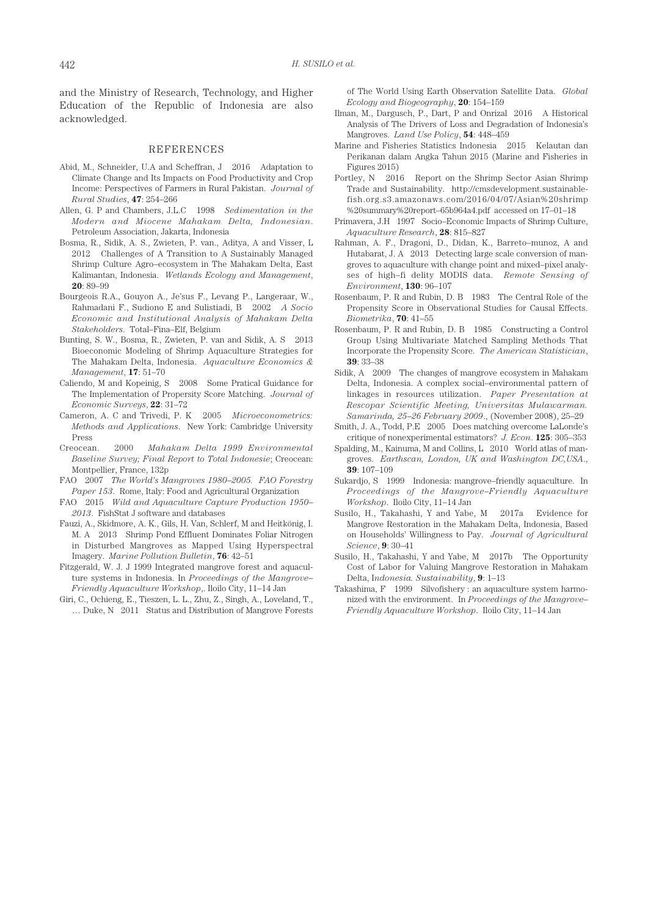and the Ministry of Research, Technology, and Higher Education of the Republic of Indonesia are also acknowledged.

## REFERENCES

Abid, M., Schneider, U.A and Scheffran, J 2016 Adaptation to Climate Change and Its Impacts on Food Productivity and Crop Income: Perspectives of Farmers in Rural Pakistan. *Journal of Rural Studies*, **47**: 254–266

Allen, G. P and Chambers, J.L.C 1998 *Sedimentation in the Modern and Miocene Mahakam Delta, Indonesian*. Petroleum Association, Jakarta, Indonesia

Bosma, R., Sidik, A. S., Zwieten, P. van., Aditya, A and Visser, L 2012 Challenges of A Transition to A Sustainably Managed Shrimp Culture Agro–ecosystem in The Mahakam Delta, East Kalimantan, Indonesia. *Wetlands Ecology and Management*, **20**: 89–99

Bourgeois R.A., Gouyon A., Je'sus F., Levang P., Langeraar, W., Rahmadani F., Sudiono E and Sulistiadi, B 2002 *A Socio Economic and Institutional Analysis of Mahakam Delta Stakeholders*. Total–Fina–Elf, Belgium

Bunting, S. W., Bosma, R., Zwieten, P. van and Sidik, A. S 2013 Bioeconomic Modeling of Shrimp Aquaculture Strategies for The Mahakam Delta, Indonesia. *Aquaculture Economics & Management*, **17**: 51–70

Caliendo, M and Kopeinig, S 2008 Some Pratical Guidance for The Implementation of Propersity Score Matching. *Journal of Economic Surveys*, **22**: 31–72

Cameron, A. C and Trivedi, P. K 2005 *Microeconometrics: Methods and Applications*. New York: Cambridge University Press

Creocean. 2000 *Mahakam Delta 1999 Environmental Baseline Survey; Final Report to Total Indonesie*; Creocean: Montpellier, France, 132p

FAO 2007 *The World's Mangroves 1980–2005. FAO Forestry Paper 153*. Rome, Italy: Food and Agricultural Organization

FAO 2015 *Wild and Aquaculture Capture Production 1950–2013*. FishStat J software and databases

Fauzi, A., Skidmore, A. K., Gils, H. Van, Schlerf, M and Heitkönig, I. M. A 2013 Shrimp Pond Effluent Dominates Foliar Nitrogen in Disturbed Mangroves as Mapped Using Hyperspectral Imagery. *Marine Pollution Bulletin*, **76**: 42–51

Fitzgerald, W. J. J 1999 Integrated mangrove forest and aquaculture systems in Indonesia. In *Proceedings of the Mangrove–Friendly Aquaculture Workshop*,. Iloilo City, 11–14 Jan

Giri, C., Ochieng, E., Tieszen, L. L., Zhu, Z., Singh, A., Loveland, T., … Duke, N 2011 Status and Distribution of Mangrove Forests of The World Using Earth Observation Satellite Data. *Global Ecology and Biogeography*, **20**: 154–159

Ilman, M., Dargusch, P., Dart, P and Onrizal 2016 A Historical Analysis of The Drivers of Loss and Degradation of Indonesia's Mangroves. *Land Use Policy*, **54**: 448–459

Marine and Fisheries Statistics Indonesia 2015 Kelautan dan Perikanan dalam Angka Tahun 2015 (Marine and Fisheries in Figures 2015)

Portley, N 2016 Report on the Shrimp Sector Asian Shrimp Trade and Sustainability. http://cmsdevelopment.sustainable-fish.org.s3.amazonaws.com/2016/04/07/Asian%20shrimp%20summary%20report–65b964a4.pdf accessed on 17–01–18

Primavera, J.H 1997 Socio–Economic Impacts of Shrimp Culture, *Aquaculture Research*, **28**: 815–827

Rahman, A. F., Dragoni, D., Didan, K., Barreto–munoz, A and Hutabarat, J. A 2013 Detecting large scale conversion of mangroves to aquaculture with change point and mixed–pixel analyses of high–fi delity MODIS data. *Remote Sensing of Environment*, **130**: 96–107

Rosenbaum, P. R and Rubin, D. B 1983 The Central Role of the Propensity Score in Observational Studies for Causal Effects. *Biometrika*, **70**: 41–55

Rosenbaum, P. R and Rubin, D. B 1985 Constructing a Control Group Using Multivariate Matched Sampling Methods That Incorporate the Propensity Score. *The American Statistician*, **39**: 33–38

Sidik, A 2009 The changes of mangrove ecosystem in Mahakam Delta, Indonesia. A complex social–environmental pattern of linkages in resources utilization. *Paper Presentation at Rescopar Scientific Meeting, Universitas Mulawarman. Samarinda, 25–26 February 2009*., (November 2008), 25–29

Smith, J. A., Todd, P.E 2005 Does matching overcome LaLonde's critique of nonexperimental estimators? *J. Econ*. **125**: 305–353

Spalding, M., Kainuma, M and Collins, L 2010 World atlas of mangroves. *Earthscan, London, UK and Washington DC,USA*., **39**: 107–109

Sukardjo, S 1999 Indonesia: mangrove–friendly aquaculture. In *Proceedings of the Mangrove–Friendly Aquaculture Workshop*. Iloilo City, 11–14 Jan

Susilo, H., Takahashi, Y and Yabe, M 2017a Evidence for Mangrove Restoration in the Mahakam Delta, Indonesia, Based on Households' Willingness to Pay. *Journal of Agricultural Science*, **9**: 30–41

Susilo, H., Takahashi, Y and Yabe, M 2017b The Opportunity Cost of Labor for Valuing Mangrove Restoration in Mahakam Delta, *Indonesia. Sustainability*, **9**: 1–13

Takashima, F 1999 Silvofishery : an aquaculture system harmonized with the environment. In *Proceedings of the Mangrove–Friendly Aquaculture Workshop*. Iloilo City, 11–14 Jan